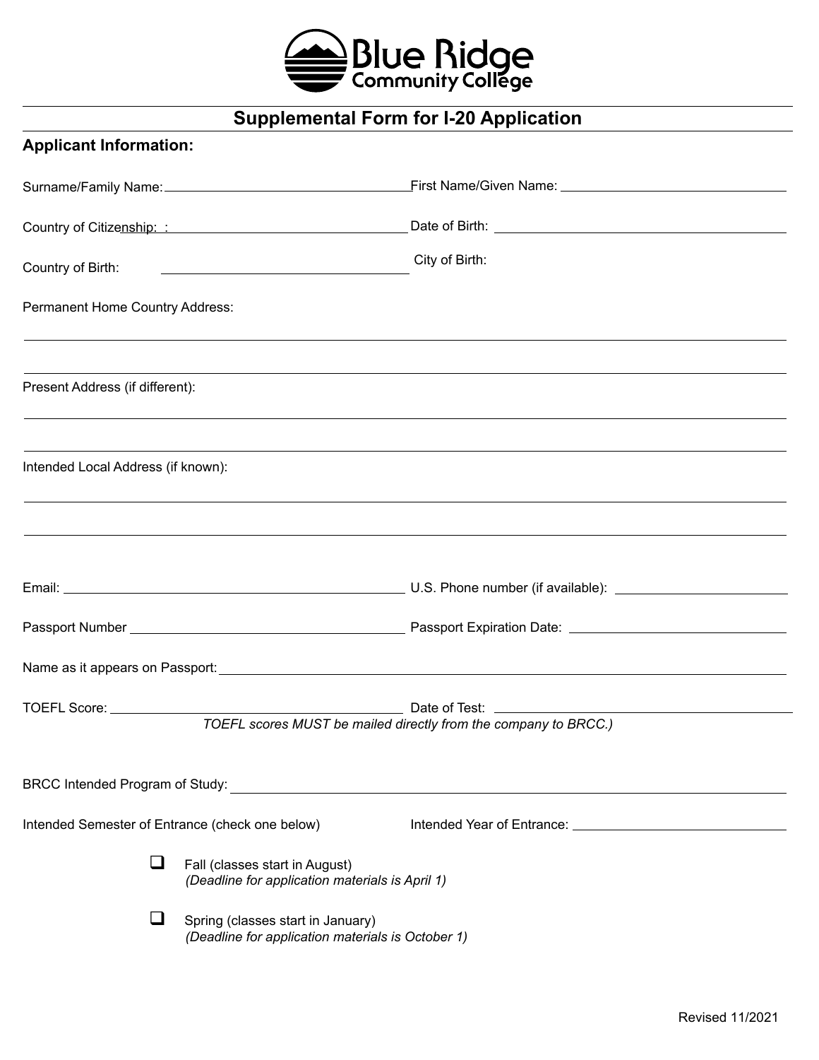Blue Ridge Community College

## Supplemental Form for I-20 Application

**Applicant Information:**

Surname/Family Name: ______________________ First Name/Given Name: ______________________

Country of Citizenship: : ______________________ Date of Birth: ______________________

Country of Birth: ______________________ City of Birth:

Permanent Home Country Address:

______________________________________________

______________________________________________

Present Address (if different):

______________________________________________

______________________________________________

Intended Local Address (if known):

______________________________________________

______________________________________________

Email: ______________________ U.S. Phone number (if available): ______________________

Passport Number ______________________ Passport Expiration Date: ______________________

Name as it appears on Passport: ______________________

TOEFL Score: ______________________ Date of Test: ______________________

*TOEFL scores MUST be mailed directly from the company to BRCC.)*

BRCC Intended Program of Study: ______________________

Intended Semester of Entrance (check one below) Intended Year of Entrance: ______________________

- ☐ Fall (classes start in August)
  *(Deadline for application materials is April 1)*

- ☐ Spring (classes start in January)
  *(Deadline for application materials is October 1)*

Revised 11/2021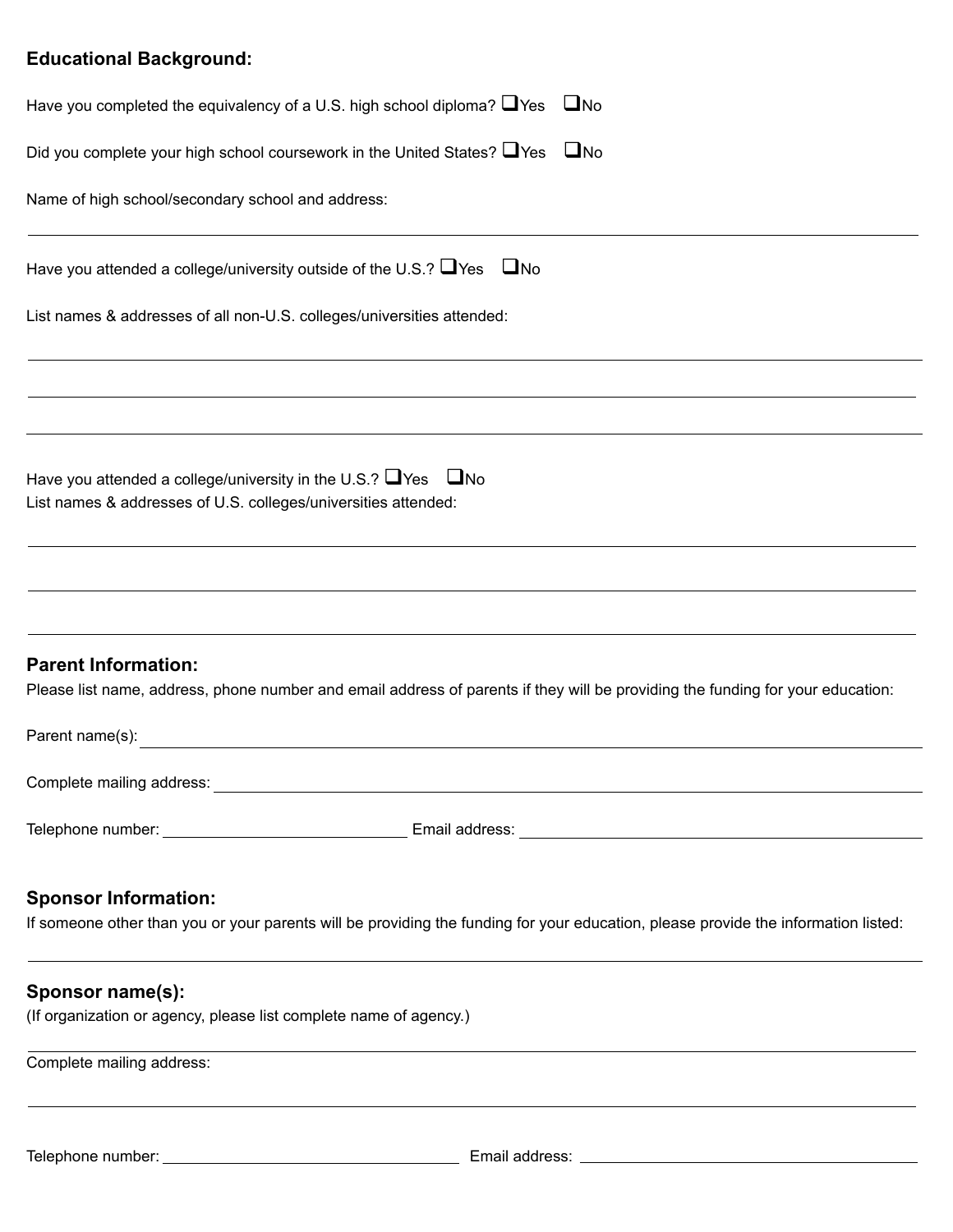## Educational Background:

Have you completed the equivalency of a U.S. high school diploma? ☐Yes ☐No

Did you complete your high school coursework in the United States? ☐Yes ☐No

Name of high school/secondary school and address:

______________________________________________________________________________

Have you attended a college/university outside of the U.S.? ☐Yes ☐No

List names & addresses of all non-U.S. colleges/universities attended:

______________________________________________________________________________

______________________________________________________________________________

______________________________________________________________________________

Have you attended a college/university in the U.S.? ☐Yes ☐No

List names & addresses of U.S. colleges/universities attended:

______________________________________________________________________________

______________________________________________________________________________

______________________________________________________________________________

## Parent Information:

Please list name, address, phone number and email address of parents if they will be providing the funding for your education:

Parent name(s): ______________________________________________________________

Complete mailing address: _____________________________________________________

Telephone number: ____________________ Email address: __________________________

## Sponsor Information:

If someone other than you or your parents will be providing the funding for your education, please provide the information listed:

______________________________________________________________________________

## Sponsor name(s):

(If organization or agency, please list complete name of agency.)

______________________________________________________________________________

Complete mailing address:

______________________________________________________________________________

Telephone number: ________________________ Email address: ________________________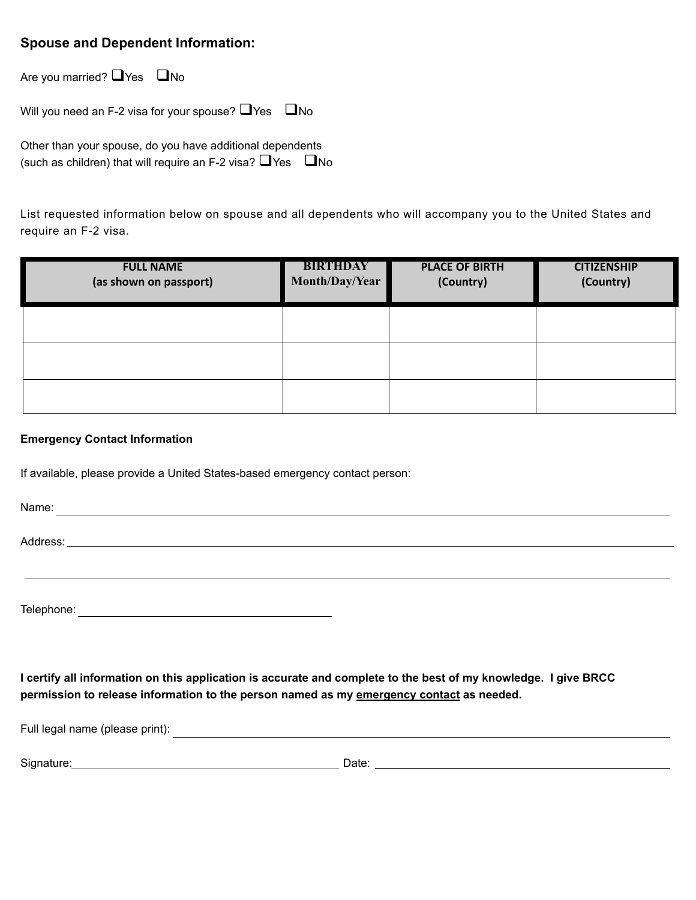## Spouse and Dependent Information:

Are you married? ❑Yes ❑No

Will you need an F-2 visa for your spouse? ❑Yes ❑No

Other than your spouse, do you have additional dependents (such as children) that will require an F-2 visa? ❑Yes ❑No

List requested information below on spouse and all dependents who will accompany you to the United States and require an F-2 visa.

| FULL NAME (as shown on passport) | BIRTHDAY Month/Day/Year | PLACE OF BIRTH (Country) | CITIZENSHIP (Country) |
|---|---|---|---|
| | | | |
| | | | |
| | | | |

**Emergency Contact Information**

If available, please provide a United States-based emergency contact person:

Name: ______________________________________________

Address: ______________________________________________

______________________________________________

Telephone: ______________________________

**I certify all information on this application is accurate and complete to the best of my knowledge. I give BRCC permission to release information to the person named as my emergency contact as needed.**

Full legal name (please print): ______________________________________________

Signature: ______________________________ Date: ______________________________